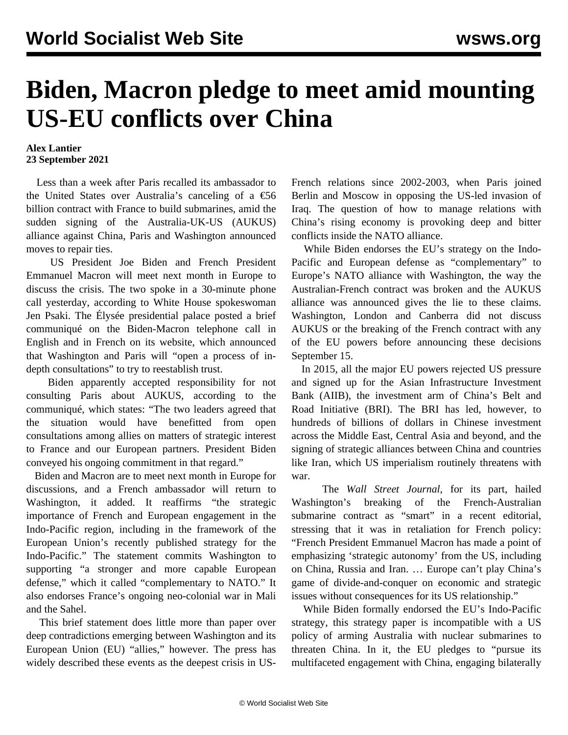# Biden, Macron pledge to meet amid mounting US-EU conflicts over China

**Alex Lantier**
**23 September 2021**

Less than a week after Paris recalled its ambassador to the United States over Australia's canceling of a €56 billion contract with France to build submarines, amid the sudden signing of the Australia-UK-US (AUKUS) alliance against China, Paris and Washington announced moves to repair ties.

US President Joe Biden and French President Emmanuel Macron will meet next month in Europe to discuss the crisis. The two spoke in a 30-minute phone call yesterday, according to White House spokeswoman Jen Psaki. The Élysée presidential palace posted a brief communiqué on the Biden-Macron telephone call in English and in French on its website, which announced that Washington and Paris will "open a process of in-depth consultations" to try to reestablish trust.

Biden apparently accepted responsibility for not consulting Paris about AUKUS, according to the communiqué, which states: "The two leaders agreed that the situation would have benefitted from open consultations among allies on matters of strategic interest to France and our European partners. President Biden conveyed his ongoing commitment in that regard."

Biden and Macron are to meet next month in Europe for discussions, and a French ambassador will return to Washington, it added. It reaffirms "the strategic importance of French and European engagement in the Indo-Pacific region, including in the framework of the European Union's recently published strategy for the Indo-Pacific." The statement commits Washington to supporting "a stronger and more capable European defense," which it called "complementary to NATO." It also endorses France's ongoing neo-colonial war in Mali and the Sahel.

This brief statement does little more than paper over deep contradictions emerging between Washington and its European Union (EU) "allies," however. The press has widely described these events as the deepest crisis in US-French relations since 2002-2003, when Paris joined Berlin and Moscow in opposing the US-led invasion of Iraq. The question of how to manage relations with China's rising economy is provoking deep and bitter conflicts inside the NATO alliance.

While Biden endorses the EU's strategy on the Indo-Pacific and European defense as "complementary" to Europe's NATO alliance with Washington, the way the Australian-French contract was broken and the AUKUS alliance was announced gives the lie to these claims. Washington, London and Canberra did not discuss AUKUS or the breaking of the French contract with any of the EU powers before announcing these decisions September 15.

In 2015, all the major EU powers rejected US pressure and signed up for the Asian Infrastructure Investment Bank (AIIB), the investment arm of China's Belt and Road Initiative (BRI). The BRI has led, however, to hundreds of billions of dollars in Chinese investment across the Middle East, Central Asia and beyond, and the signing of strategic alliances between China and countries like Iran, which US imperialism routinely threatens with war.

The *Wall Street Journal*, for its part, hailed Washington's breaking of the French-Australian submarine contract as "smart" in a recent editorial, stressing that it was in retaliation for French policy: "French President Emmanuel Macron has made a point of emphasizing 'strategic autonomy' from the US, including on China, Russia and Iran. … Europe can't play China's game of divide-and-conquer on economic and strategic issues without consequences for its US relationship."

While Biden formally endorsed the EU's Indo-Pacific strategy, this strategy paper is incompatible with a US policy of arming Australia with nuclear submarines to threaten China. In it, the EU pledges to "pursue its multifaceted engagement with China, engaging bilaterally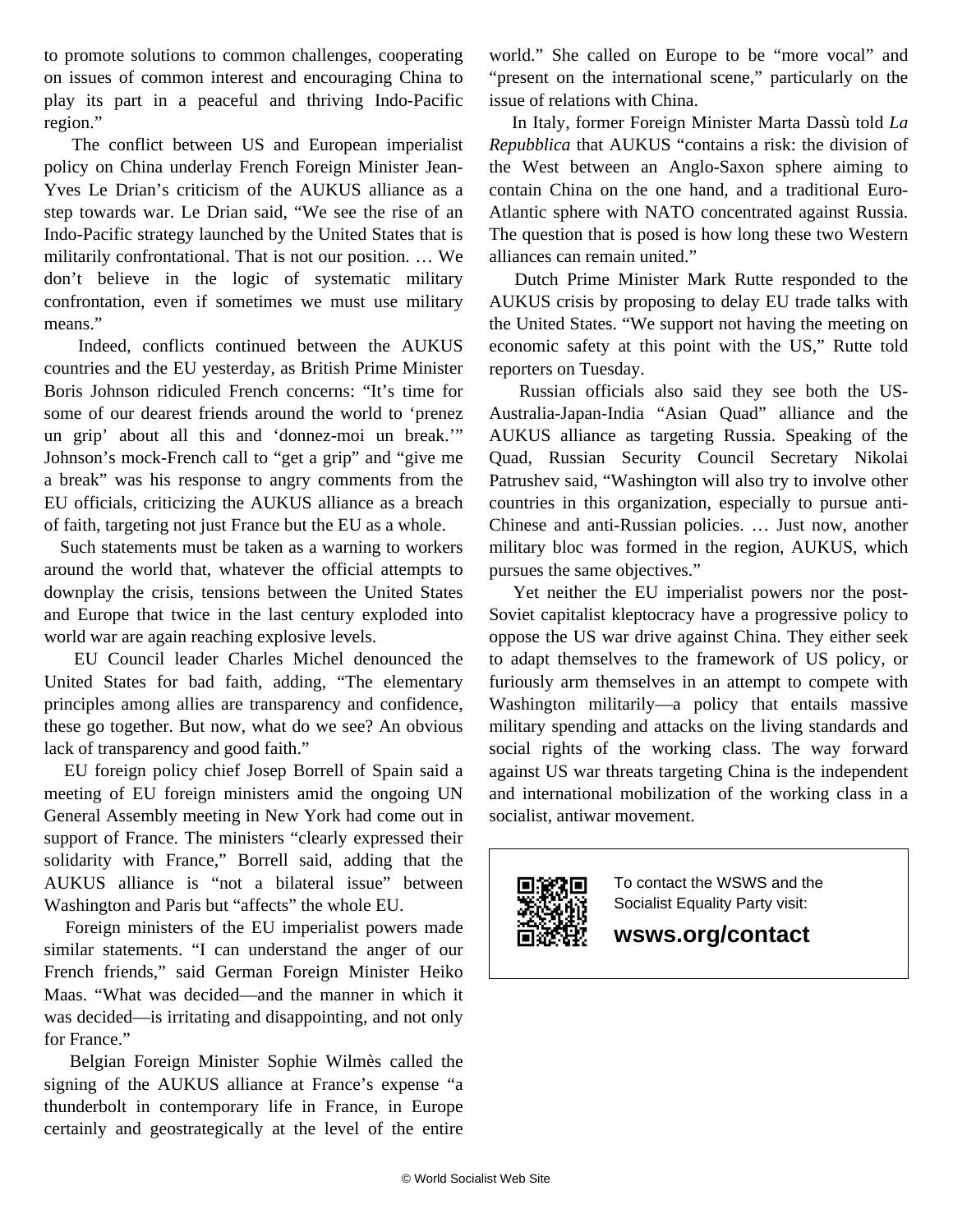to promote solutions to common challenges, cooperating on issues of common interest and encouraging China to play its part in a peaceful and thriving Indo-Pacific region."

The conflict between US and European imperialist policy on China underlay French Foreign Minister Jean-Yves Le Drian's criticism of the AUKUS alliance as a step towards war. Le Drian said, "We see the rise of an Indo-Pacific strategy launched by the United States that is militarily confrontational. That is not our position. … We don't believe in the logic of systematic military confrontation, even if sometimes we must use military means."

Indeed, conflicts continued between the AUKUS countries and the EU yesterday, as British Prime Minister Boris Johnson ridiculed French concerns: "It's time for some of our dearest friends around the world to 'prenez un grip' about all this and 'donnez-moi un break.'" Johnson's mock-French call to "get a grip" and "give me a break" was his response to angry comments from the EU officials, criticizing the AUKUS alliance as a breach of faith, targeting not just France but the EU as a whole.

Such statements must be taken as a warning to workers around the world that, whatever the official attempts to downplay the crisis, tensions between the United States and Europe that twice in the last century exploded into world war are again reaching explosive levels.

EU Council leader Charles Michel denounced the United States for bad faith, adding, "The elementary principles among allies are transparency and confidence, these go together. But now, what do we see? An obvious lack of transparency and good faith."

EU foreign policy chief Josep Borrell of Spain said a meeting of EU foreign ministers amid the ongoing UN General Assembly meeting in New York had come out in support of France. The ministers "clearly expressed their solidarity with France," Borrell said, adding that the AUKUS alliance is "not a bilateral issue" between Washington and Paris but "affects" the whole EU.

Foreign ministers of the EU imperialist powers made similar statements. "I can understand the anger of our French friends," said German Foreign Minister Heiko Maas. "What was decided—and the manner in which it was decided—is irritating and disappointing, and not only for France."

Belgian Foreign Minister Sophie Wilmès called the signing of the AUKUS alliance at France's expense "a thunderbolt in contemporary life in France, in Europe certainly and geostrategically at the level of the entire world." She called on Europe to be "more vocal" and "present on the international scene," particularly on the issue of relations with China.

In Italy, former Foreign Minister Marta Dassù told *La Repubblica* that AUKUS "contains a risk: the division of the West between an Anglo-Saxon sphere aiming to contain China on the one hand, and a traditional Euro-Atlantic sphere with NATO concentrated against Russia. The question that is posed is how long these two Western alliances can remain united."

Dutch Prime Minister Mark Rutte responded to the AUKUS crisis by proposing to delay EU trade talks with the United States. "We support not having the meeting on economic safety at this point with the US," Rutte told reporters on Tuesday.

Russian officials also said they see both the US-Australia-Japan-India "Asian Quad" alliance and the AUKUS alliance as targeting Russia. Speaking of the Quad, Russian Security Council Secretary Nikolai Patrushev said, "Washington will also try to involve other countries in this organization, especially to pursue anti-Chinese and anti-Russian policies. … Just now, another military bloc was formed in the region, AUKUS, which pursues the same objectives."

Yet neither the EU imperialist powers nor the post-Soviet capitalist kleptocracy have a progressive policy to oppose the US war drive against China. They either seek to adapt themselves to the framework of US policy, or furiously arm themselves in an attempt to compete with Washington militarily—a policy that entails massive military spending and attacks on the living standards and social rights of the working class. The way forward against US war threats targeting China is the independent and international mobilization of the working class in a socialist, antiwar movement.

To contact the WSWS and the Socialist Equality Party visit:

**wsws.org/contact**